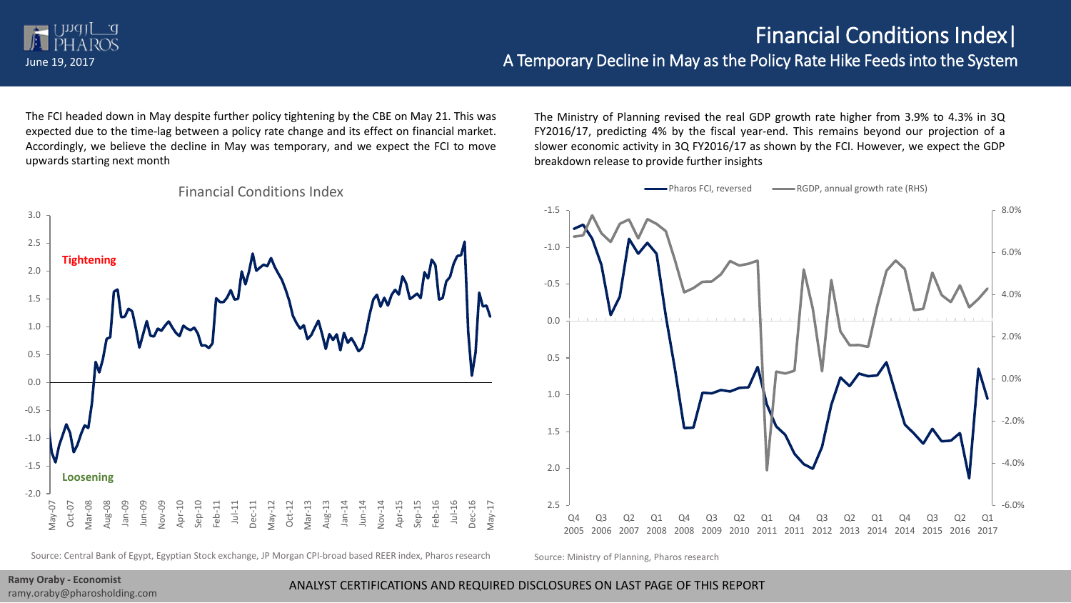# Financial Conditions Index|

## A Temporary Decline in May as the Policy Rate Hike Feeds into the System

June 19, 2017

The FCI headed down in May despite further policy tightening by the CBE on May 21. This was expected due to the time-lag between a policy rate change and its effect on financial market. Accordingly, we believe the decline in May was temporary, and we expect the FCI to move upwards starting next month

Financial Conditions Index

Source: Central Bank of Egypt, Egyptian Stock exchange, JP Morgan CPI-broad based REER index, Pharos research

The Ministry of Planning revised the real GDP growth rate higher from 3.9% to 4.3% in 3Q FY2016/17, predicting 4% by the fiscal year-end. This remains beyond our projection of a slower economic activity in 3Q FY2016/17 as shown by the FCI. However, we expect the GDP breakdown release to provide further insights

Source: Ministry of Planning, Pharos research

**Ramy Oraby - Economist**
ramy.oraby@pharosholding.com

ANALYST CERTIFICATIONS AND REQUIRED DISCLOSURES ON LAST PAGE OF THIS REPORT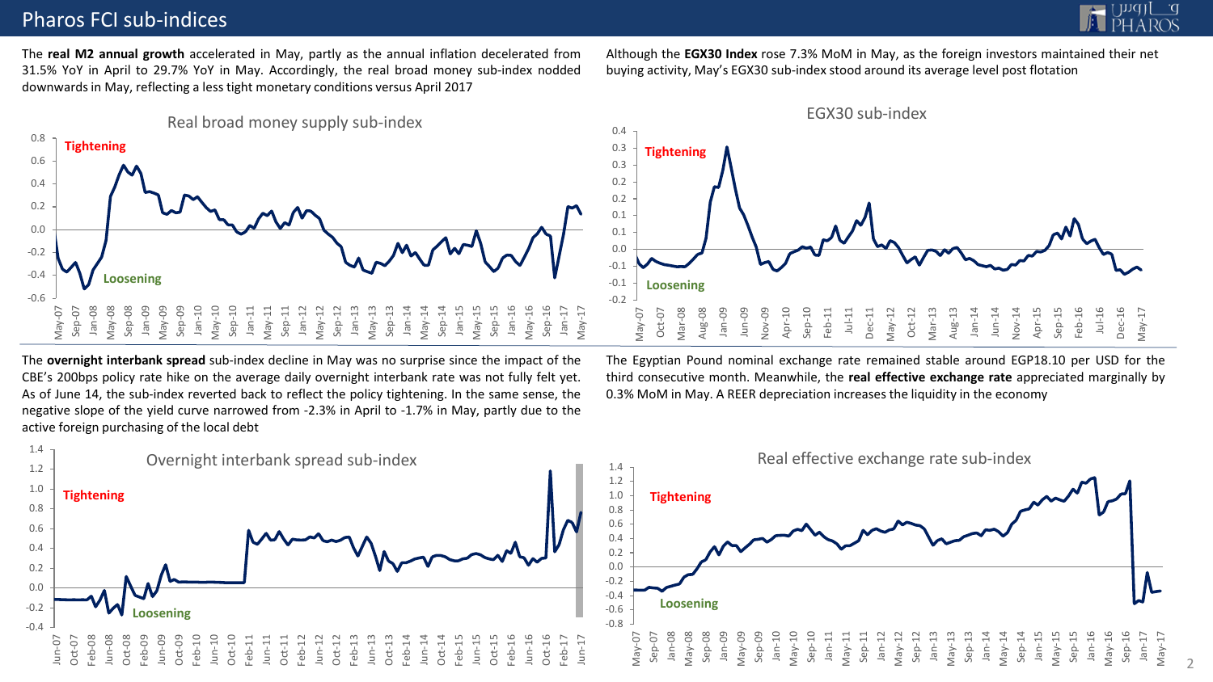# Pharos FCI sub-indices

The **real M2 annual growth** accelerated in May, partly as the annual inflation decelerated from 31.5% YoY in April to 29.7% YoY in May. Accordingly, the real broad money sub-index nodded downwards in May, reflecting a less tight monetary conditions versus April 2017

Although the **EGX30 Index** rose 7.3% MoM in May, as the foreign investors maintained their net buying activity, May's EGX30 sub-index stood around its average level post flotation

Real broad money supply sub-index

EGX30 sub-index

The **overnight interbank spread** sub-index decline in May was no surprise since the impact of the CBE's 200bps policy rate hike on the average daily overnight interbank rate was not fully felt yet. As of June 14, the sub-index reverted back to reflect the policy tightening. In the same sense, the negative slope of the yield curve narrowed from -2.3% in April to -1.7% in May, partly due to the active foreign purchasing of the local debt

The Egyptian Pound nominal exchange rate remained stable around EGP18.10 per USD for the third consecutive month. Meanwhile, the **real effective exchange rate** appreciated marginally by 0.3% MoM in May. A REER depreciation increases the liquidity in the economy

Overnight interbank spread sub-index

Real effective exchange rate sub-index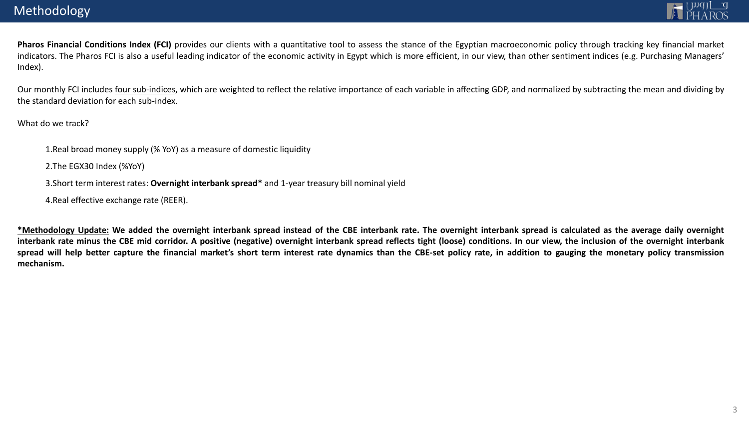# Methodology

**Pharos Financial Conditions Index (FCI)** provides our clients with a quantitative tool to assess the stance of the Egyptian macroeconomic policy through tracking key financial market indicators. The Pharos FCI is also a useful leading indicator of the economic activity in Egypt which is more efficient, in our view, than other sentiment indices (e.g. Purchasing Managers' Index).

Our monthly FCI includes four sub-indices, which are weighted to reflect the relative importance of each variable in affecting GDP, and normalized by subtracting the mean and dividing by the standard deviation for each sub-index.

What do we track?

1. Real broad money supply (% YoY) as a measure of domestic liquidity
2. The EGX30 Index (%YoY)
3. Short term interest rates: **Overnight interbank spread*** and 1-year treasury bill nominal yield
4. Real effective exchange rate (REER).

**\*Methodology Update: We added the overnight interbank spread instead of the CBE interbank rate. The overnight interbank spread is calculated as the average daily overnight interbank rate minus the CBE mid corridor. A positive (negative) overnight interbank spread reflects tight (loose) conditions. In our view, the inclusion of the overnight interbank spread will help better capture the financial market's short term interest rate dynamics than the CBE-set policy rate, in addition to gauging the monetary policy transmission mechanism.**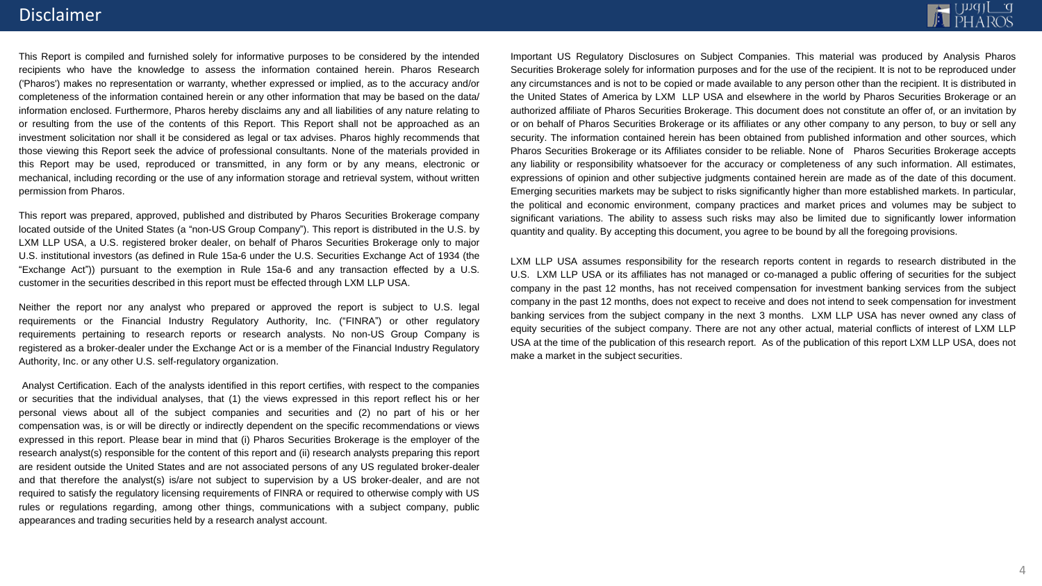# Disclaimer

This Report is compiled and furnished solely for informative purposes to be considered by the intended recipients who have the knowledge to assess the information contained herein. Pharos Research ('Pharos') makes no representation or warranty, whether expressed or implied, as to the accuracy and/or completeness of the information contained herein or any other information that may be based on the data/ information enclosed. Furthermore, Pharos hereby disclaims any and all liabilities of any nature relating to or resulting from the use of the contents of this Report. This Report shall not be approached as an investment solicitation nor shall it be considered as legal or tax advises. Pharos highly recommends that those viewing this Report seek the advice of professional consultants. None of the materials provided in this Report may be used, reproduced or transmitted, in any form or by any means, electronic or mechanical, including recording or the use of any information storage and retrieval system, without written permission from Pharos.

This report was prepared, approved, published and distributed by Pharos Securities Brokerage company located outside of the United States (a "non-US Group Company"). This report is distributed in the U.S. by LXM LLP USA, a U.S. registered broker dealer, on behalf of Pharos Securities Brokerage only to major U.S. institutional investors (as defined in Rule 15a-6 under the U.S. Securities Exchange Act of 1934 (the "Exchange Act")) pursuant to the exemption in Rule 15a-6 and any transaction effected by a U.S. customer in the securities described in this report must be effected through LXM LLP USA.

Neither the report nor any analyst who prepared or approved the report is subject to U.S. legal requirements or the Financial Industry Regulatory Authority, Inc. ("FINRA") or other regulatory requirements pertaining to research reports or research analysts. No non-US Group Company is registered as a broker-dealer under the Exchange Act or is a member of the Financial Industry Regulatory Authority, Inc. or any other U.S. self-regulatory organization.

Analyst Certification. Each of the analysts identified in this report certifies, with respect to the companies or securities that the individual analyses, that (1) the views expressed in this report reflect his or her personal views about all of the subject companies and securities and (2) no part of his or her compensation was, is or will be directly or indirectly dependent on the specific recommendations or views expressed in this report. Please bear in mind that (i) Pharos Securities Brokerage is the employer of the research analyst(s) responsible for the content of this report and (ii) research analysts preparing this report are resident outside the United States and are not associated persons of any US regulated broker-dealer and that therefore the analyst(s) is/are not subject to supervision by a US broker-dealer, and are not required to satisfy the regulatory licensing requirements of FINRA or required to otherwise comply with US rules or regulations regarding, among other things, communications with a subject company, public appearances and trading securities held by a research analyst account.

Important US Regulatory Disclosures on Subject Companies. This material was produced by Analysis Pharos Securities Brokerage solely for information purposes and for the use of the recipient. It is not to be reproduced under any circumstances and is not to be copied or made available to any person other than the recipient. It is distributed in the United States of America by LXM LLP USA and elsewhere in the world by Pharos Securities Brokerage or an authorized affiliate of Pharos Securities Brokerage. This document does not constitute an offer of, or an invitation by or on behalf of Pharos Securities Brokerage or its affiliates or any other company to any person, to buy or sell any security. The information contained herein has been obtained from published information and other sources, which Pharos Securities Brokerage or its Affiliates consider to be reliable. None of Pharos Securities Brokerage accepts any liability or responsibility whatsoever for the accuracy or completeness of any such information. All estimates, expressions of opinion and other subjective judgments contained herein are made as of the date of this document. Emerging securities markets may be subject to risks significantly higher than more established markets. In particular, the political and economic environment, company practices and market prices and volumes may be subject to significant variations. The ability to assess such risks may also be limited due to significantly lower information quantity and quality. By accepting this document, you agree to be bound by all the foregoing provisions.

LXM LLP USA assumes responsibility for the research reports content in regards to research distributed in the U.S. LXM LLP USA or its affiliates has not managed or co-managed a public offering of securities for the subject company in the past 12 months, has not received compensation for investment banking services from the subject company in the past 12 months, does not expect to receive and does not intend to seek compensation for investment banking services from the subject company in the next 3 months. LXM LLP USA has never owned any class of equity securities of the subject company. There are not any other actual, material conflicts of interest of LXM LLP USA at the time of the publication of this research report. As of the publication of this report LXM LLP USA, does not make a market in the subject securities.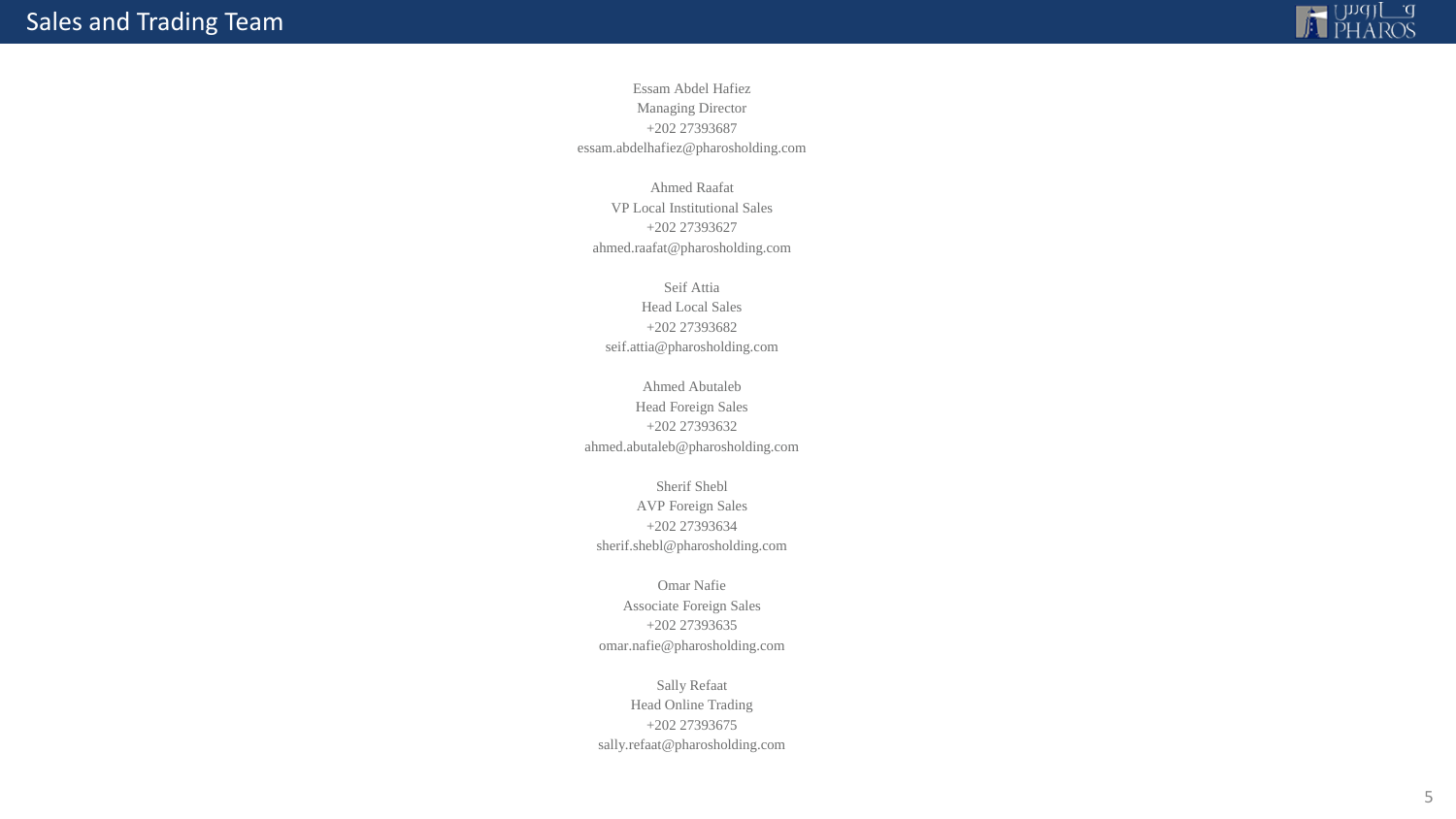# Sales and Trading Team

Essam Abdel Hafiez
Managing Director
+202 27393687
essam.abdelhafiez@pharosholding.com

Ahmed Raafat
VP Local Institutional Sales
+202 27393627
ahmed.raafat@pharosholding.com

Seif Attia
Head Local Sales
+202 27393682
seif.attia@pharosholding.com

Ahmed Abutaleb
Head Foreign Sales
+202 27393632
ahmed.abutaleb@pharosholding.com

Sherif Shebl
AVP Foreign Sales
+202 27393634
sherif.shebl@pharosholding.com

Omar Nafie
Associate Foreign Sales
+202 27393635
omar.nafie@pharosholding.com

Sally Refaat
Head Online Trading
+202 27393675
sally.refaat@pharosholding.com